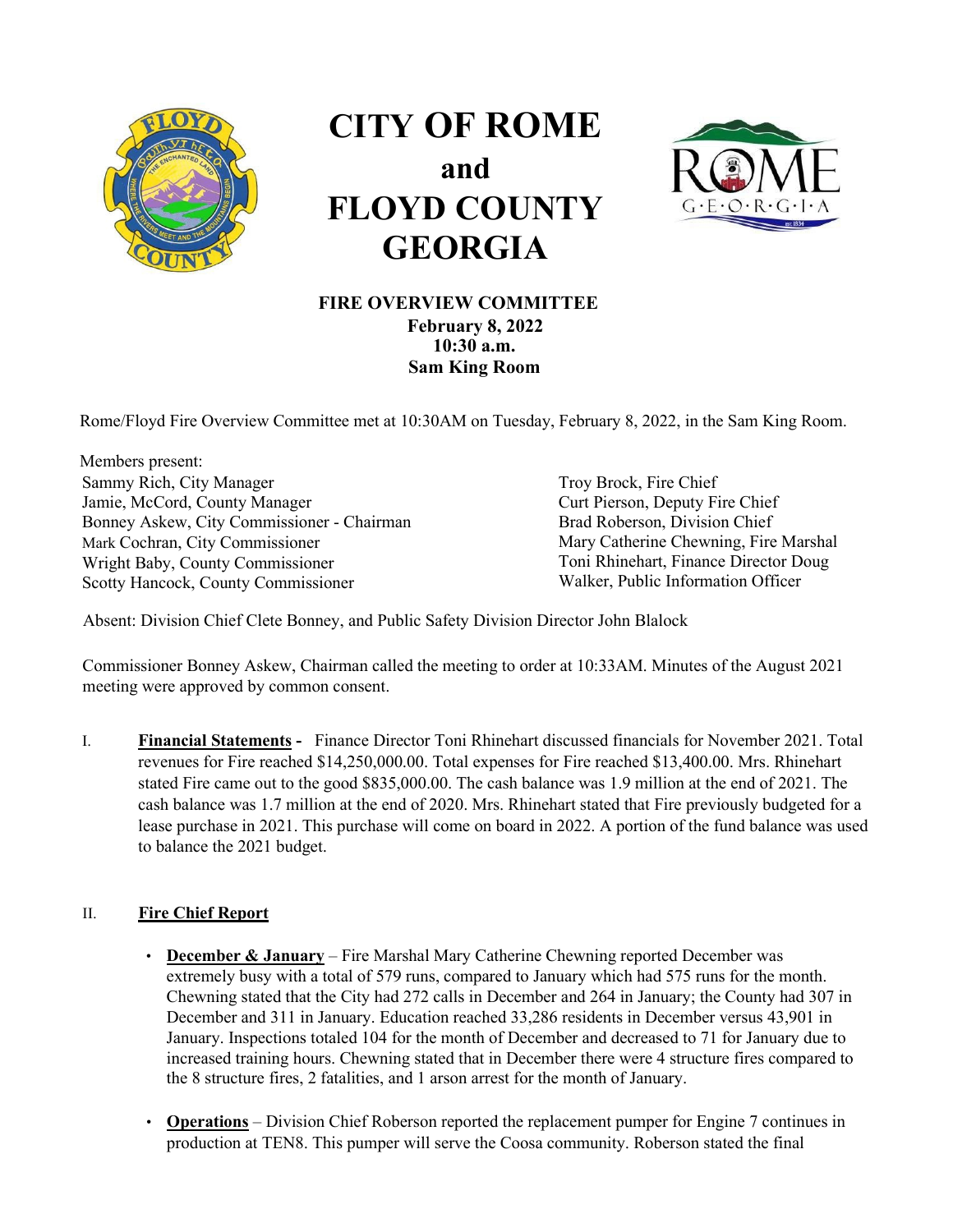# CITY OF ROME
## and
# FLOYD COUNTY GEORGIA

### FIRE OVERVIEW COMMITTEE
**February 8, 2022**
**10:30 a.m.**
**Sam King Room**

Rome/Floyd Fire Overview Committee met at 10:30AM on Tuesday, February 8, 2022, in the Sam King Room.

Members present:

Sammy Rich, City Manager
Jamie, McCord, County Manager
Bonney Askew, City Commissioner - Chairman
Mark Cochran, City Commissioner
Wright Baby, County Commissioner
Scotty Hancock, County Commissioner
Troy Brock, Fire Chief
Curt Pierson, Deputy Fire Chief
Brad Roberson, Division Chief
Mary Catherine Chewning, Fire Marshal
Toni Rhinehart, Finance Director Doug
Walker, Public Information Officer

Absent: Division Chief Clete Bonney, and Public Safety Division Director John Blalock

Commissioner Bonney Askew, Chairman called the meeting to order at 10:33AM. Minutes of the August 2021 meeting were approved by common consent.

I. **Financial Statements -** Finance Director Toni Rhinehart discussed financials for November 2021. Total revenues for Fire reached $14,250,000.00. Total expenses for Fire reached $13,400.00. Mrs. Rhinehart stated Fire came out to the good $835,000.00. The cash balance was 1.9 million at the end of 2021. The cash balance was 1.7 million at the end of 2020. Mrs. Rhinehart stated that Fire previously budgeted for a lease purchase in 2021. This purchase will come on board in 2022. A portion of the fund balance was used to balance the 2021 budget.

II. **Fire Chief Report**

- **December & January** – Fire Marshal Mary Catherine Chewning reported December was extremely busy with a total of 579 runs, compared to January which had 575 runs for the month. Chewning stated that the City had 272 calls in December and 264 in January; the County had 307 in December and 311 in January. Education reached 33,286 residents in December versus 43,901 in January. Inspections totaled 104 for the month of December and decreased to 71 for January due to increased training hours. Chewning stated that in December there were 4 structure fires compared to the 8 structure fires, 2 fatalities, and 1 arson arrest for the month of January.

- **Operations** – Division Chief Roberson reported the replacement pumper for Engine 7 continues in production at TEN8. This pumper will serve the Coosa community. Roberson stated the final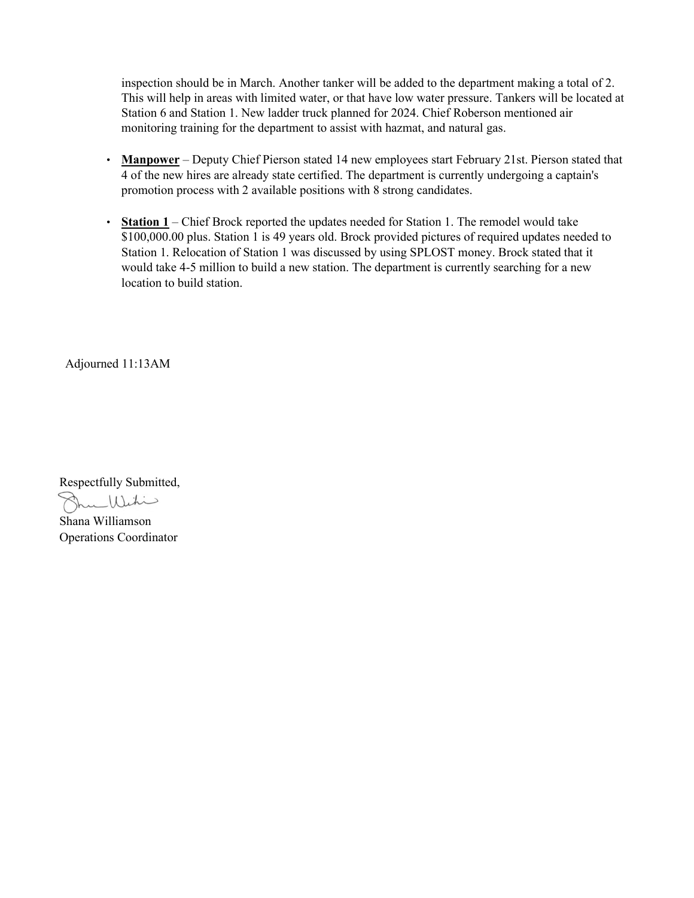inspection should be in March. Another tanker will be added to the department making a total of 2. This will help in areas with limited water, or that have low water pressure. Tankers will be located at Station 6 and Station 1. New ladder truck planned for 2024. Chief Roberson mentioned air monitoring training for the department to assist with hazmat, and natural gas.

- **Manpower** – Deputy Chief Pierson stated 14 new employees start February 21st. Pierson stated that 4 of the new hires are already state certified. The department is currently undergoing a captain's promotion process with 2 available positions with 8 strong candidates.

- **Station 1** – Chief Brock reported the updates needed for Station 1. The remodel would take $100,000.00 plus. Station 1 is 49 years old. Brock provided pictures of required updates needed to Station 1. Relocation of Station 1 was discussed by using SPLOST money. Brock stated that it would take 4-5 million to build a new station. The department is currently searching for a new location to build station.

Adjourned 11:13AM

Respectfully Submitted,

Shana Williamson
Operations Coordinator